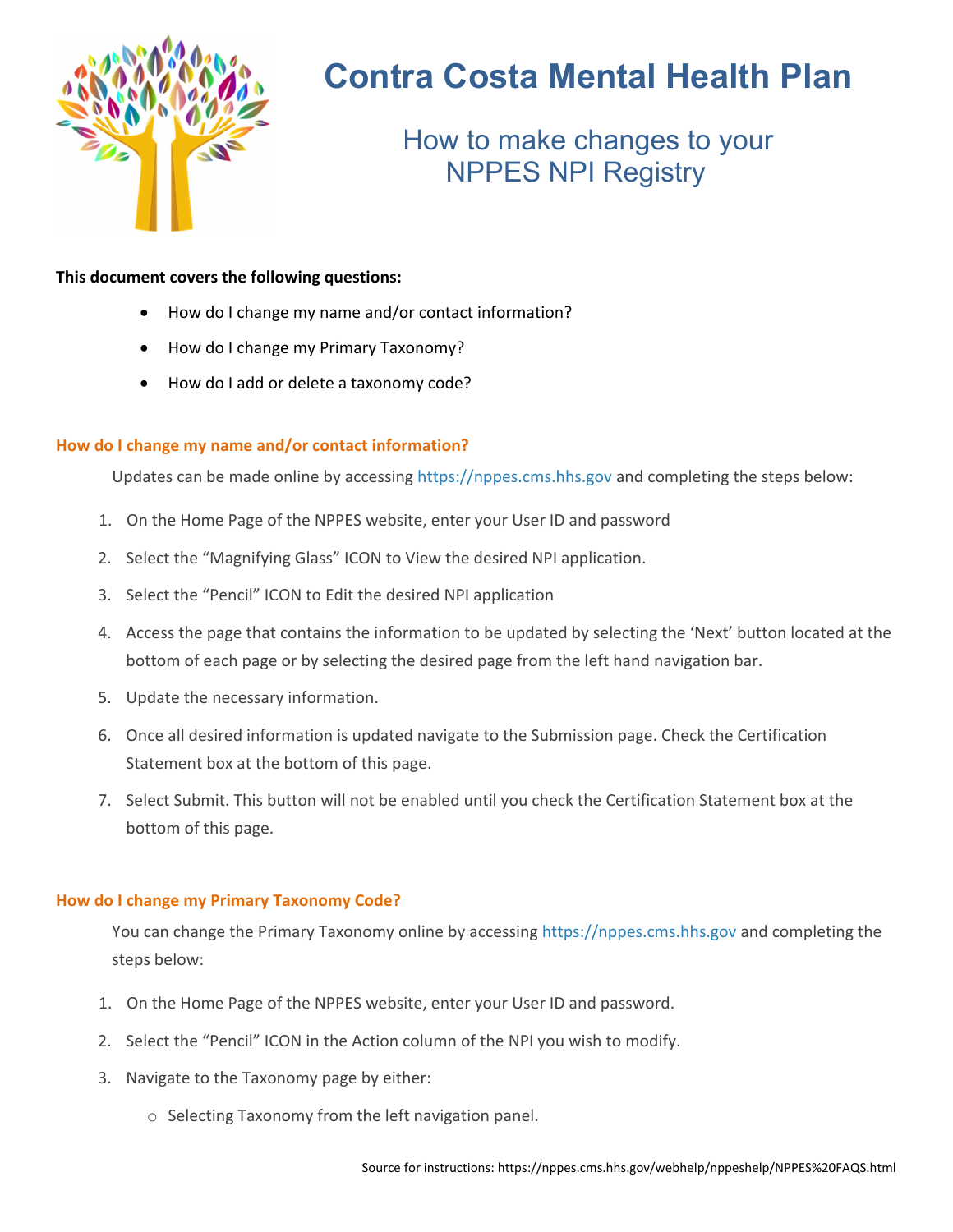# Contra Costa Mental Health Plan

## How to make changes to your NPPES NPI Registry

**This document covers the following questions:**

- How do I change my name and/or contact information?
- How do I change my Primary Taxonomy?
- How do I add or delete a taxonomy code?

### How do I change my name and/or contact information?

Updates can be made online by accessing https://nppes.cms.hhs.gov and completing the steps below:

1. On the Home Page of the NPPES website, enter your User ID and password
2. Select the "Magnifying Glass" ICON to View the desired NPI application.
3. Select the "Pencil" ICON to Edit the desired NPI application
4. Access the page that contains the information to be updated by selecting the 'Next' button located at the bottom of each page or by selecting the desired page from the left hand navigation bar.
5. Update the necessary information.
6. Once all desired information is updated navigate to the Submission page. Check the Certification Statement box at the bottom of this page.
7. Select Submit. This button will not be enabled until you check the Certification Statement box at the bottom of this page.

### How do I change my Primary Taxonomy Code?

You can change the Primary Taxonomy online by accessing https://nppes.cms.hhs.gov and completing the steps below:

1. On the Home Page of the NPPES website, enter your User ID and password.
2. Select the "Pencil" ICON in the Action column of the NPI you wish to modify.
3. Navigate to the Taxonomy page by either:
   - Selecting Taxonomy from the left navigation panel.

Source for instructions: https://nppes.cms.hhs.gov/webhelp/nppeshelp/NPPES%20FAQS.html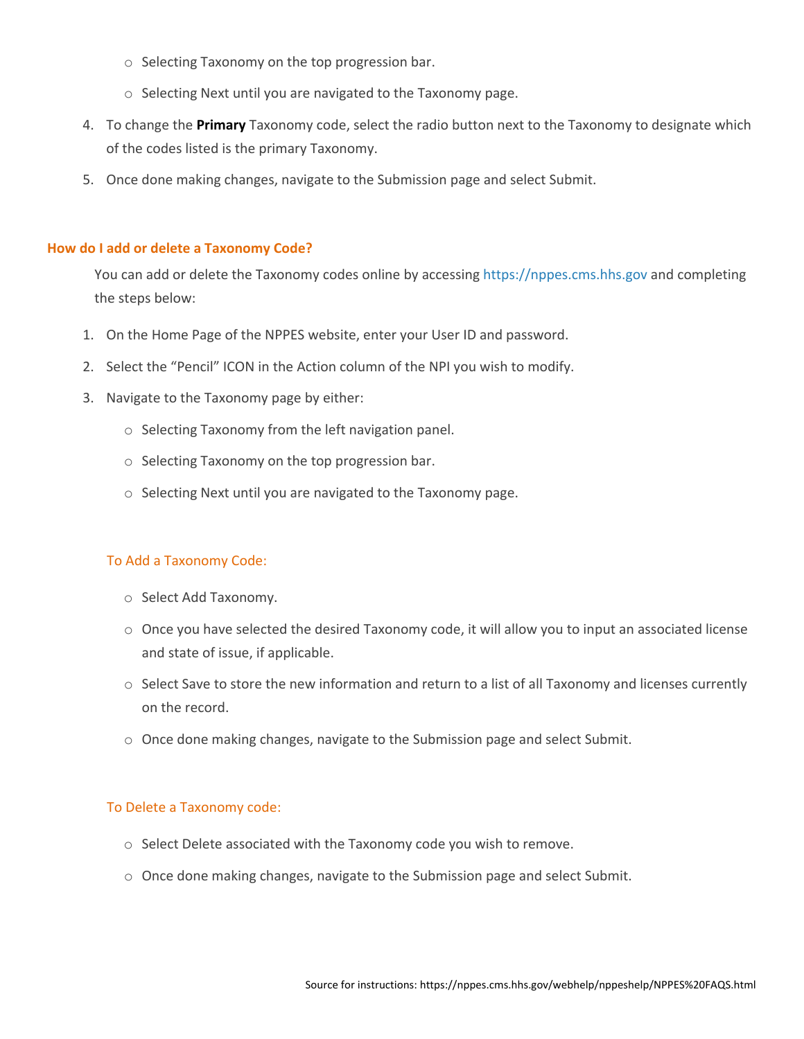- Selecting Taxonomy on the top progression bar.
- Selecting Next until you are navigated to the Taxonomy page.

4. To change the **Primary** Taxonomy code, select the radio button next to the Taxonomy to designate which of the codes listed is the primary Taxonomy.
5. Once done making changes, navigate to the Submission page and select Submit.

## How do I add or delete a Taxonomy Code?

You can add or delete the Taxonomy codes online by accessing https://nppes.cms.hhs.gov and completing the steps below:

1. On the Home Page of the NPPES website, enter your User ID and password.
2. Select the "Pencil" ICON in the Action column of the NPI you wish to modify.
3. Navigate to the Taxonomy page by either:
   - Selecting Taxonomy from the left navigation panel.
   - Selecting Taxonomy on the top progression bar.
   - Selecting Next until you are navigated to the Taxonomy page.

### To Add a Taxonomy Code:

- Select Add Taxonomy.
- Once you have selected the desired Taxonomy code, it will allow you to input an associated license and state of issue, if applicable.
- Select Save to store the new information and return to a list of all Taxonomy and licenses currently on the record.
- Once done making changes, navigate to the Submission page and select Submit.

### To Delete a Taxonomy code:

- Select Delete associated with the Taxonomy code you wish to remove.
- Once done making changes, navigate to the Submission page and select Submit.

Source for instructions: https://nppes.cms.hhs.gov/webhelp/nppeshelp/NPPES%20FAQS.html